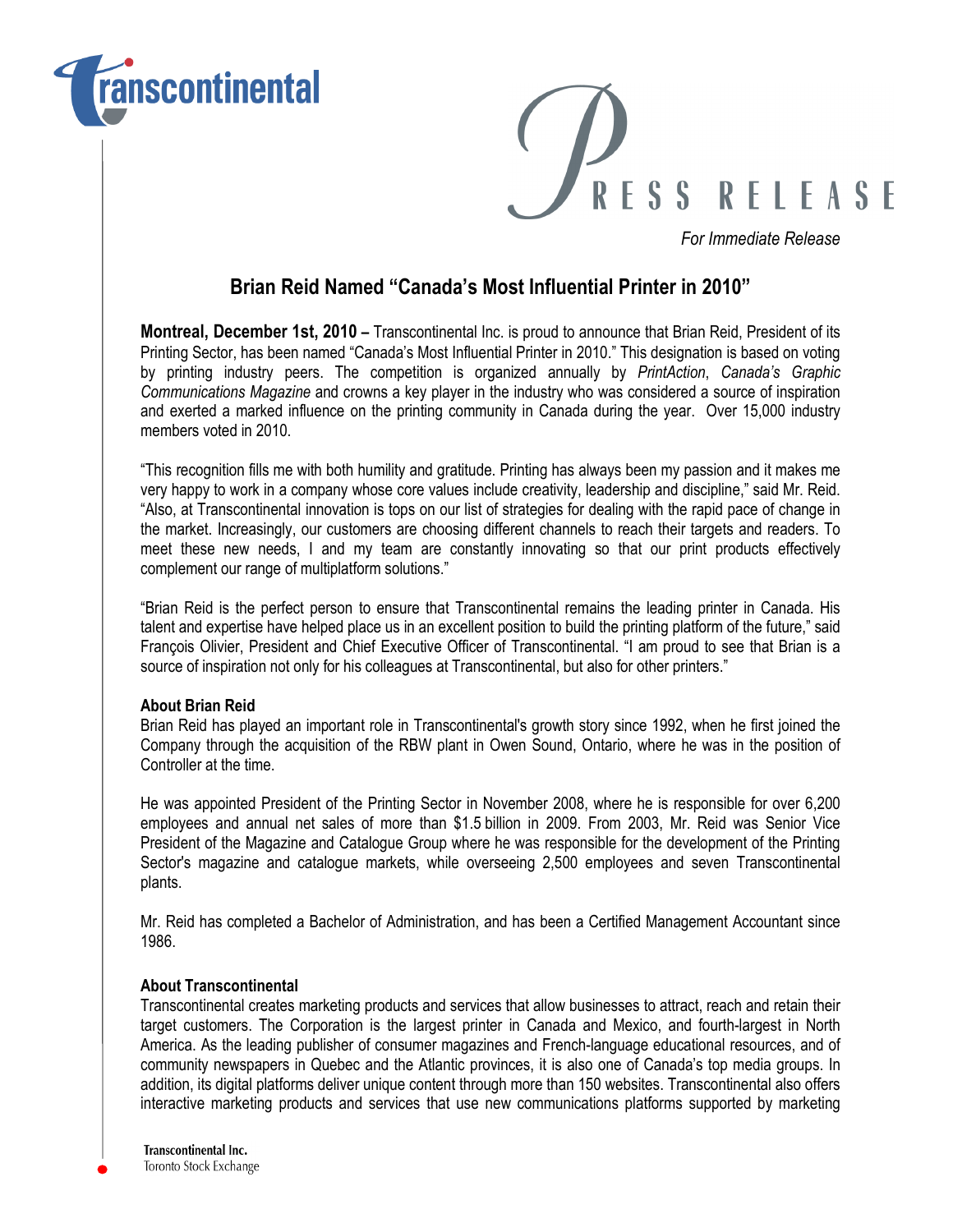PRESS RELEASE

*For Immediate Release*

## Brian Reid Named "Canada's Most Influential Printer in 2010"

**Montreal, December 1st, 2010 –** Transcontinental Inc. is proud to announce that Brian Reid, President of its Printing Sector, has been named "Canada's Most Influential Printer in 2010." This designation is based on voting by printing industry peers. The competition is organized annually by *PrintAction*, *Canada's Graphic Communications Magazine* and crowns a key player in the industry who was considered a source of inspiration and exerted a marked influence on the printing community in Canada during the year. Over 15,000 industry members voted in 2010.

"This recognition fills me with both humility and gratitude. Printing has always been my passion and it makes me very happy to work in a company whose core values include creativity, leadership and discipline," said Mr. Reid. "Also, at Transcontinental innovation is tops on our list of strategies for dealing with the rapid pace of change in the market. Increasingly, our customers are choosing different channels to reach their targets and readers. To meet these new needs, I and my team are constantly innovating so that our print products effectively complement our range of multiplatform solutions."

"Brian Reid is the perfect person to ensure that Transcontinental remains the leading printer in Canada. His talent and expertise have helped place us in an excellent position to build the printing platform of the future," said François Olivier, President and Chief Executive Officer of Transcontinental. "I am proud to see that Brian is a source of inspiration not only for his colleagues at Transcontinental, but also for other printers."

**About Brian Reid**

Brian Reid has played an important role in Transcontinental's growth story since 1992, when he first joined the Company through the acquisition of the RBW plant in Owen Sound, Ontario, where he was in the position of Controller at the time.

He was appointed President of the Printing Sector in November 2008, where he is responsible for over 6,200 employees and annual net sales of more than $1.5 billion in 2009. From 2003, Mr. Reid was Senior Vice President of the Magazine and Catalogue Group where he was responsible for the development of the Printing Sector's magazine and catalogue markets, while overseeing 2,500 employees and seven Transcontinental plants.

Mr. Reid has completed a Bachelor of Administration, and has been a Certified Management Accountant since 1986.

**About Transcontinental**

Transcontinental creates marketing products and services that allow businesses to attract, reach and retain their target customers. The Corporation is the largest printer in Canada and Mexico, and fourth-largest in North America. As the leading publisher of consumer magazines and French-language educational resources, and of community newspapers in Quebec and the Atlantic provinces, it is also one of Canada's top media groups. In addition, its digital platforms deliver unique content through more than 150 websites. Transcontinental also offers interactive marketing products and services that use new communications platforms supported by marketing

Transcontinental Inc.
Toronto Stock Exchange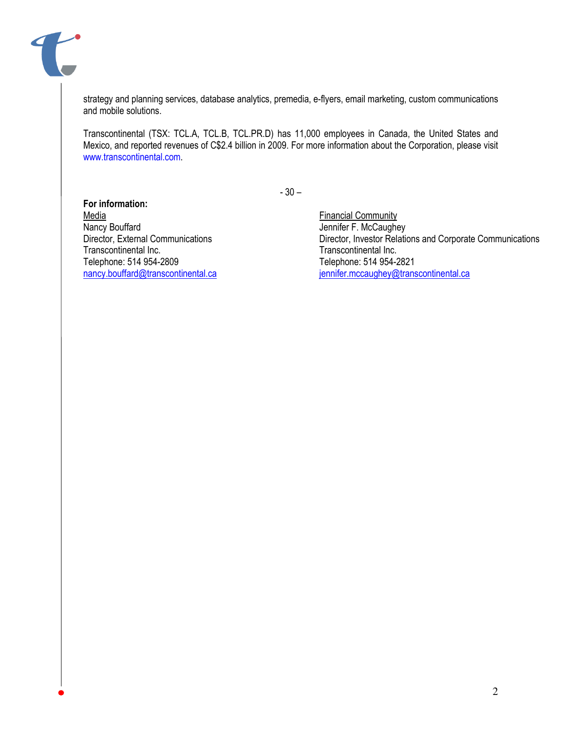strategy and planning services, database analytics, premedia, e-flyers, email marketing, custom communications and mobile solutions.

Transcontinental (TSX: TCL.A, TCL.B, TCL.PR.D) has 11,000 employees in Canada, the United States and Mexico, and reported revenues of C$2.4 billion in 2009. For more information about the Corporation, please visit www.transcontinental.com.

- 30 –

**For information:**

Media
Nancy Bouffard
Director, External Communications
Transcontinental Inc.
Telephone: 514 954-2809
nancy.bouffard@transcontinental.ca

Financial Community
Jennifer F. McCaughey
Director, Investor Relations and Corporate Communications
Transcontinental Inc.
Telephone: 514 954-2821
jennifer.mccaughey@transcontinental.ca